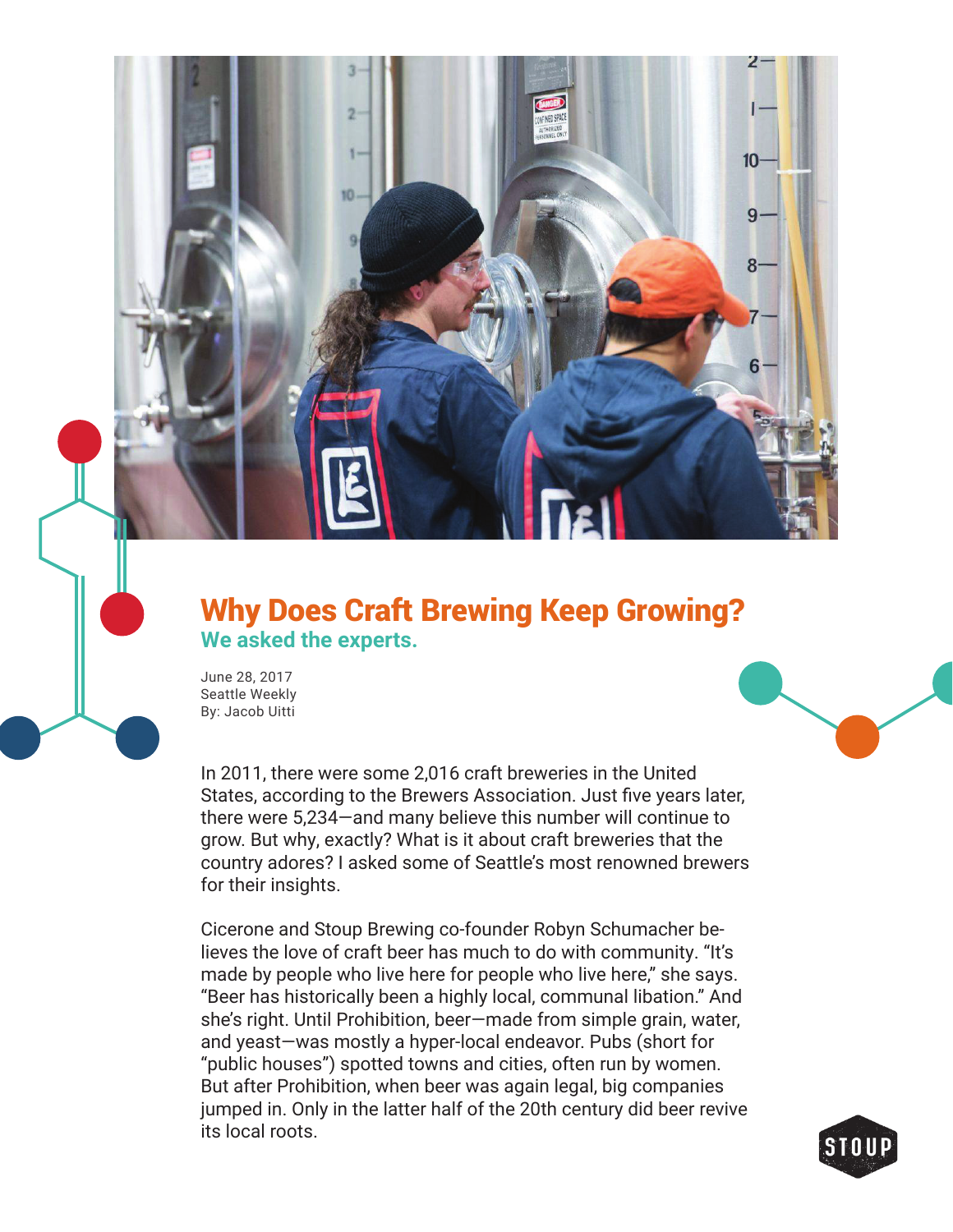# Why Does Craft Brewing Keep Growing?

## We asked the experts.

June 28, 2017
Seattle Weekly
By: Jacob Uitti

In 2011, there were some 2,016 craft breweries in the United States, according to the Brewers Association. Just five years later, there were 5,234—and many believe this number will continue to grow. But why, exactly? What is it about craft breweries that the country adores? I asked some of Seattle's most renowned brewers for their insights.

Cicerone and Stoup Brewing co-founder Robyn Schumacher believes the love of craft beer has much to do with community. "It's made by people who live here for people who live here," she says. "Beer has historically been a highly local, communal libation." And she's right. Until Prohibition, beer—made from simple grain, water, and yeast—was mostly a hyper-local endeavor. Pubs (short for "public houses") spotted towns and cities, often run by women. But after Prohibition, when beer was again legal, big companies jumped in. Only in the latter half of the 20th century did beer revive its local roots.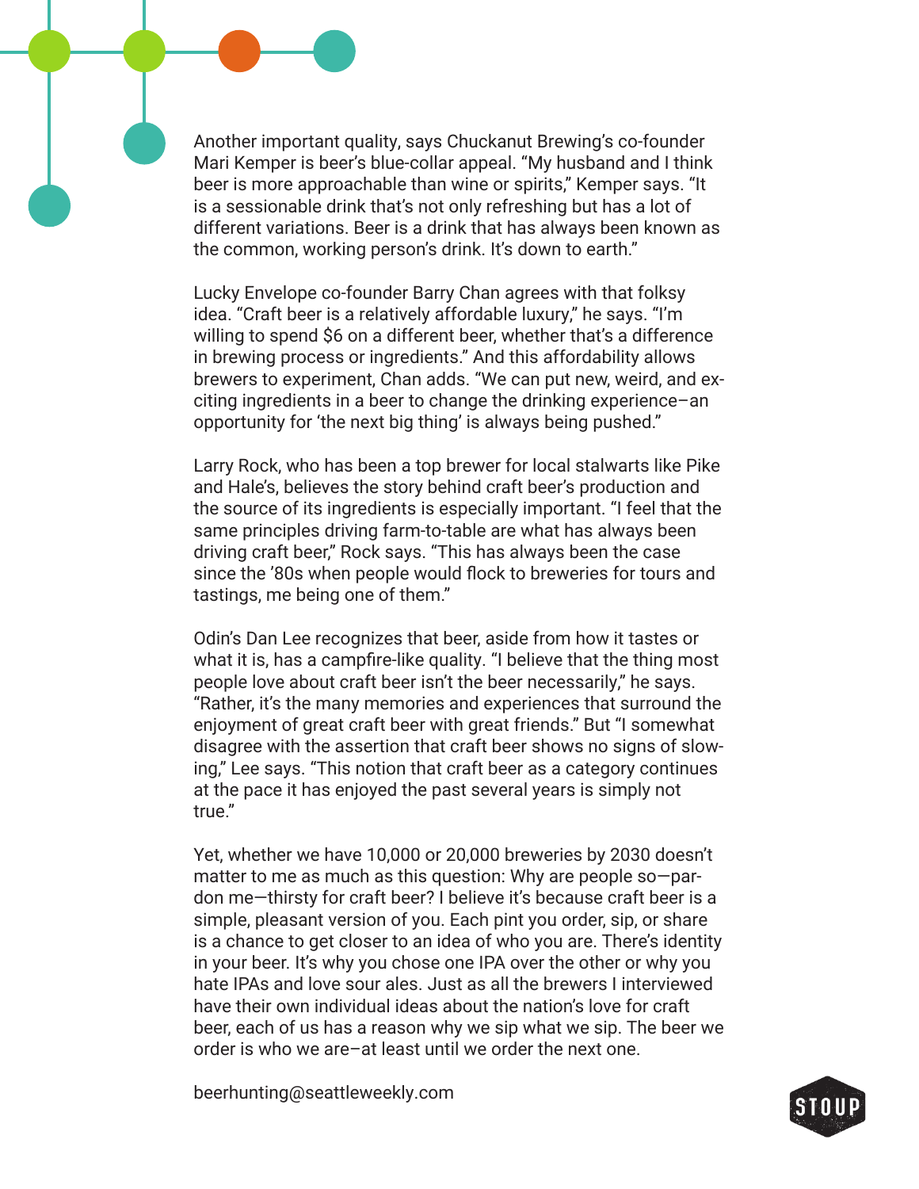Another important quality, says Chuckanut Brewing's co-founder Mari Kemper is beer's blue-collar appeal. "My husband and I think beer is more approachable than wine or spirits," Kemper says. "It is a sessionable drink that's not only refreshing but has a lot of different variations. Beer is a drink that has always been known as the common, working person's drink. It's down to earth."

Lucky Envelope co-founder Barry Chan agrees with that folksy idea. "Craft beer is a relatively affordable luxury," he says. "I'm willing to spend $6 on a different beer, whether that's a difference in brewing process or ingredients." And this affordability allows brewers to experiment, Chan adds. "We can put new, weird, and exciting ingredients in a beer to change the drinking experience–an opportunity for 'the next big thing' is always being pushed."

Larry Rock, who has been a top brewer for local stalwarts like Pike and Hale's, believes the story behind craft beer's production and the source of its ingredients is especially important. "I feel that the same principles driving farm-to-table are what has always been driving craft beer," Rock says. "This has always been the case since the '80s when people would flock to breweries for tours and tastings, me being one of them."

Odin's Dan Lee recognizes that beer, aside from how it tastes or what it is, has a campfire-like quality. "I believe that the thing most people love about craft beer isn't the beer necessarily," he says. "Rather, it's the many memories and experiences that surround the enjoyment of great craft beer with great friends." But "I somewhat disagree with the assertion that craft beer shows no signs of slowing," Lee says. "This notion that craft beer as a category continues at the pace it has enjoyed the past several years is simply not true."

Yet, whether we have 10,000 or 20,000 breweries by 2030 doesn't matter to me as much as this question: Why are people so—pardon me—thirsty for craft beer? I believe it's because craft beer is a simple, pleasant version of you. Each pint you order, sip, or share is a chance to get closer to an idea of who you are. There's identity in your beer. It's why you chose one IPA over the other or why you hate IPAs and love sour ales. Just as all the brewers I interviewed have their own individual ideas about the nation's love for craft beer, each of us has a reason why we sip what we sip. The beer we order is who we are–at least until we order the next one.

beerhunting@seattleweekly.com

STOUP